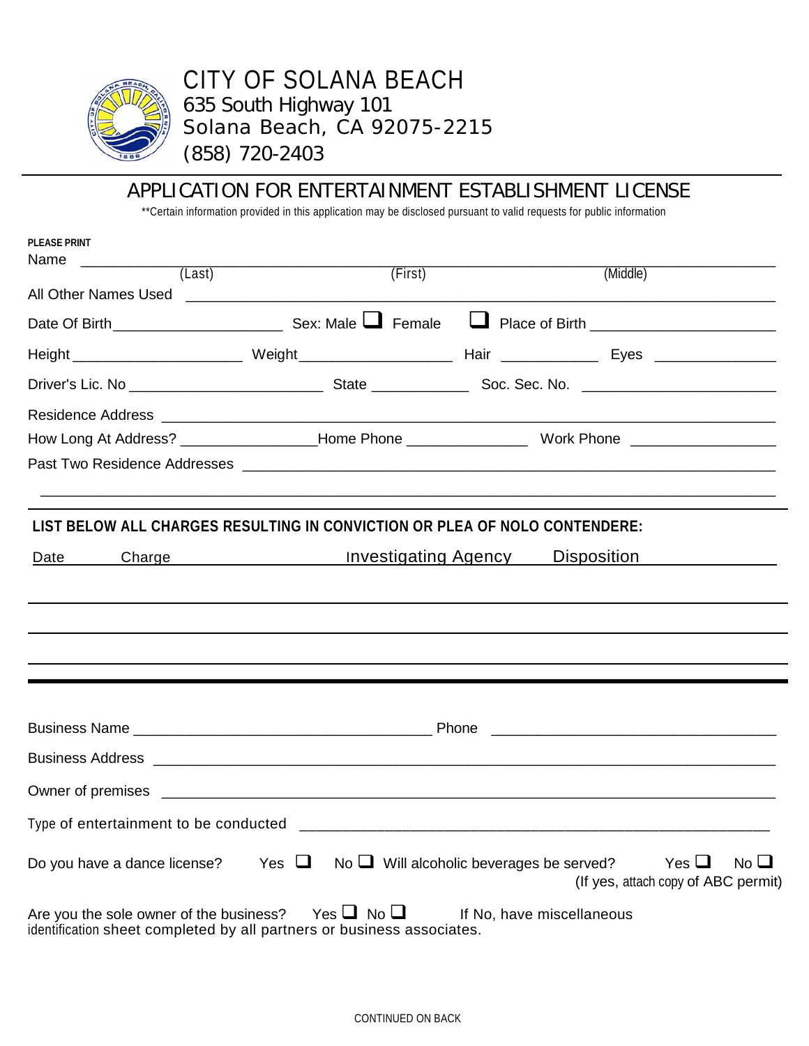# CITY OF SOLANA BEACH

635 South Highway 101
Solana Beach, CA 92075-2215
(858) 720-2403

## APPLICATION FOR ENTERTAINMENT ESTABLISHMENT LICENSE

**Certain information provided in this application may be disclosed pursuant to valid requests for public information

**PLEASE PRINT**

Name ______________________________________________________________________
(Last) (First) (Middle)

All Other Names Used ______________________________________________________

Date Of Birth____________________ Sex: Male ☐ Female ☐ Place of Birth ____________________

Height ____________________ Weight____________________ Hair ____________ Eyes ______________

Driver's Lic. No ______________________ State ____________ Soc. Sec. No. ______________________

Residence Address __________________________________________________________

How Long At Address? ________________Home Phone ______________ Work Phone ________________

Past Two Residence Addresses ________________________________________________

______________________________________________________________________

**LIST BELOW ALL CHARGES RESULTING IN CONVICTION OR PLEA OF NOLO CONTENDERE:**

| Date | Charge | Investigating Agency | Disposition |
| --- | --- | --- | --- |
| | | | |
| | | | |
| | | | |

Business Name ___________________________________ Phone ______________________________

Business Address ___________________________________________________________

Owner of premises __________________________________________________________

Type of entertainment to be conducted ______________________________________________

Do you have a dance license? Yes ☐ No ☐ Will alcoholic beverages be served? Yes ☐ No ☐
(If yes, attach copy of ABC permit)

Are you the sole owner of the business? Yes ☐ No ☐ If No, have miscellaneous identification sheet completed by all partners or business associates.

CONTINUED ON BACK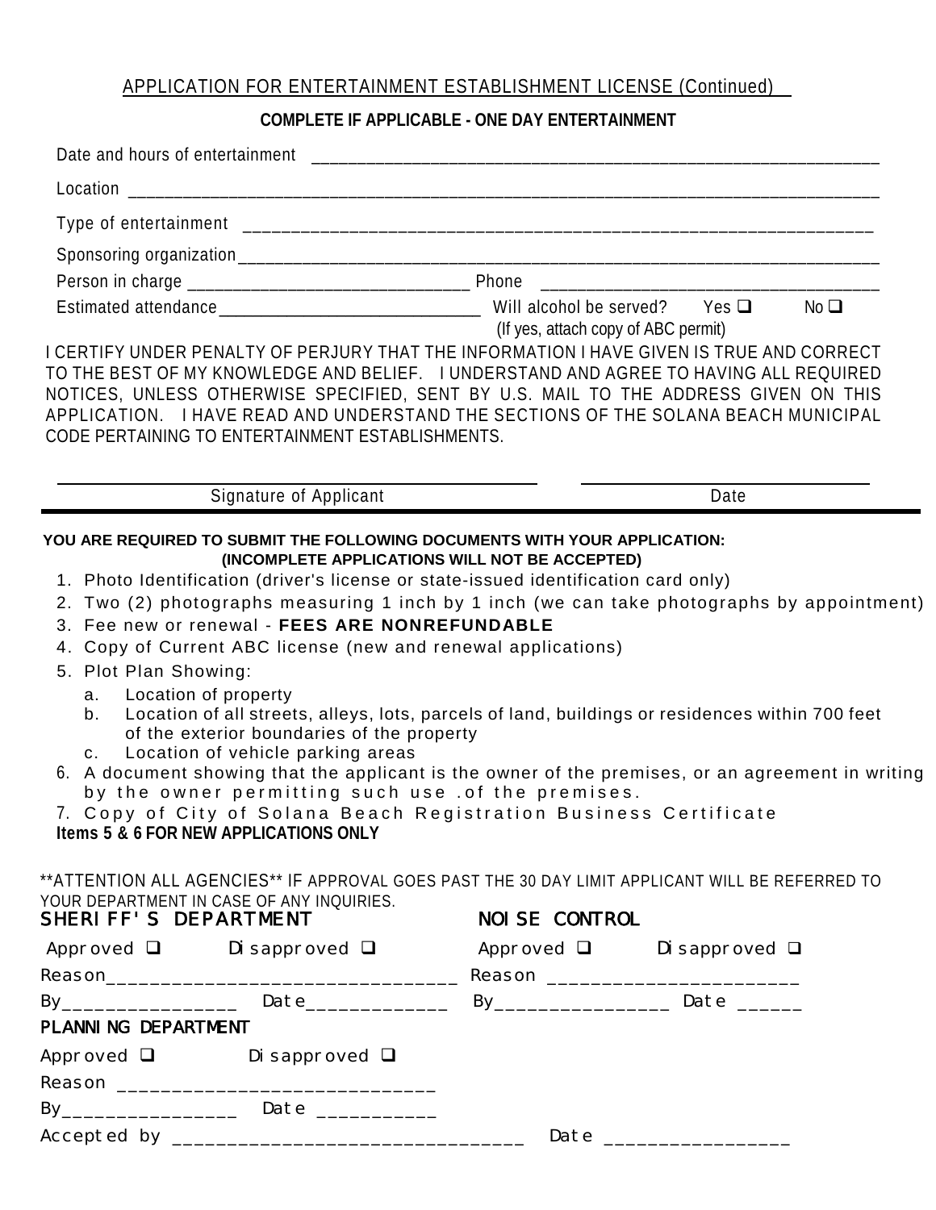## APPLICATION FOR ENTERTAINMENT ESTABLISHMENT LICENSE (Continued)

### COMPLETE IF APPLICABLE - ONE DAY ENTERTAINMENT

Date and hours of entertainment ___________________________________________________________________

Location ___________________________________________________________________________________

Type of entertainment ______________________________________________________________________

Sponsoring organization_____________________________________________________________________

Person in charge ________________________________ Phone ______________________________________

Estimated attendance______________________________ Will alcohol be served? Yes ❑ No ❑
(If yes, attach copy of ABC permit)

I CERTIFY UNDER PENALTY OF PERJURY THAT THE INFORMATION I HAVE GIVEN IS TRUE AND CORRECT TO THE BEST OF MY KNOWLEDGE AND BELIEF. I UNDERSTAND AND AGREE TO HAVING ALL REQUIRED NOTICES, UNLESS OTHERWISE SPECIFIED, SENT BY U.S. MAIL TO THE ADDRESS GIVEN ON THIS APPLICATION. I HAVE READ AND UNDERSTAND THE SECTIONS OF THE SOLANA BEACH MUNICIPAL CODE PERTAINING TO ENTERTAINMENT ESTABLISHMENTS.

_______________________________________ _______________________

Signature of Applicant Date

---

**YOU ARE REQUIRED TO SUBMIT THE FOLLOWING DOCUMENTS WITH YOUR APPLICATION: (INCOMPLETE APPLICATIONS WILL NOT BE ACCEPTED)**

1. Photo Identification (driver's license or state-issued identification card only)
2. Two (2) photographs measuring 1 inch by 1 inch (we can take photographs by appointment)
3. Fee new or renewal - **FEES ARE NONREFUNDABLE**
4. Copy of Current ABC license (new and renewal applications)
5. Plot Plan Showing:
   a. Location of property
   b. Location of all streets, alleys, lots, parcels of land, buildings or residences within 700 feet of the exterior boundaries of the property
   c. Location of vehicle parking areas
6. A document showing that the applicant is the owner of the premises, or an agreement in writing by the owner permitting such use .of the premises.
7. Copy of City of Solana Beach Registration Business Certificate

**Items 5 & 6 FOR NEW APPLICATIONS ONLY**

**ATTENTION ALL AGENCIES** IF APPROVAL GOES PAST THE 30 DAY LIMIT APPLICANT WILL BE REFERRED TO YOUR DEPARTMENT IN CASE OF ANY INQUIRIES.

**SHERIFF'S DEPARTMENT**

Approved ❑ Disapproved ❑

Reason_________________________________

By________________ Date_____________

**NOISE CONTROL**

Approved ❑ Disapproved ❑

Reason _______________________

By________________ Date ______

**PLANNING DEPARTMENT**

Approved ❑ Disapproved ❑

Reason ______________________________

By________________ Date ___________

Accepted by ________________________________ Date _________________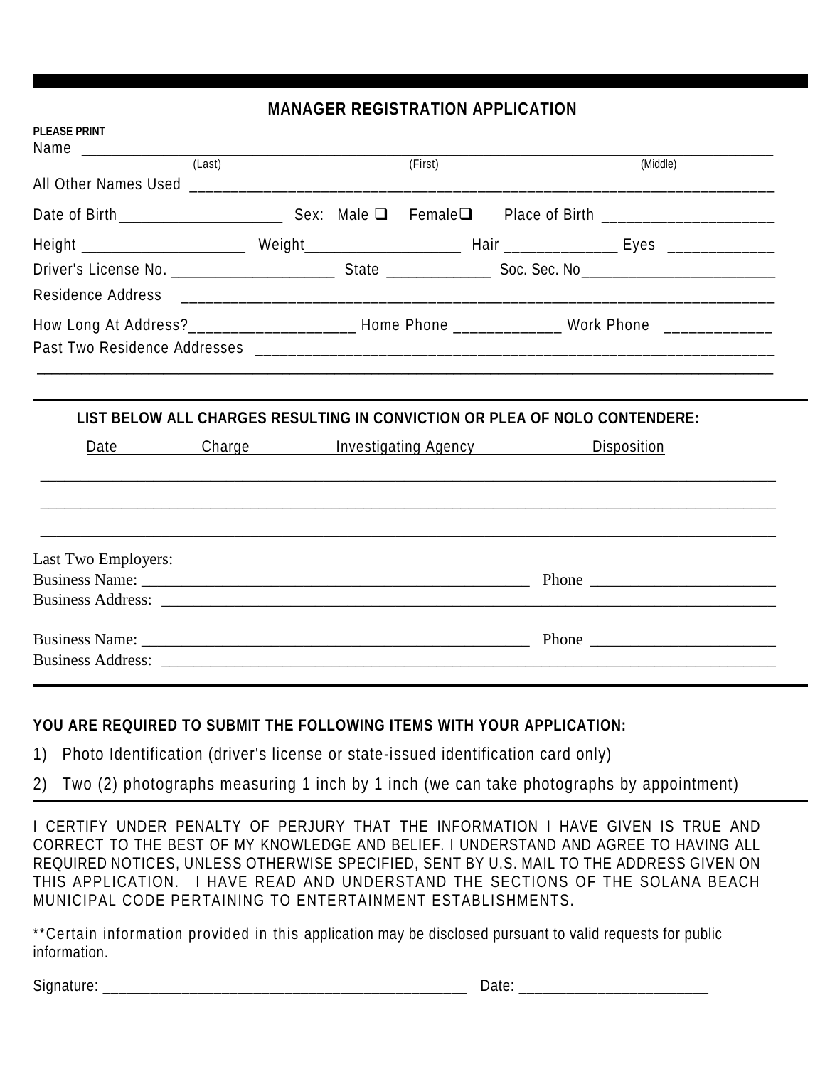## MANAGER REGISTRATION APPLICATION

**PLEASE PRINT**

Name ______________________________________________________________________________
(Last) (First) (Middle)

All Other Names Used ______________________________________________________________

Date of Birth____________________ Sex: Male ❑ Female❑ Place of Birth _____________________

Height ____________________ Weight___________________ Hair ______________ Eyes _____________

Driver's License No. ____________________ State _____________ Soc. Sec. No________________________

Residence Address ________________________________________________________________

How Long At Address?____________________ Home Phone _____________ Work Phone _____________

Past Two Residence Addresses ______________________________________________________

_______________________________________________________________________________

**LIST BELOW ALL CHARGES RESULTING IN CONVICTION OR PLEA OF NOLO CONTENDERE:**

| Date | Charge | Investigating Agency | Disposition |
|---|---|---|---|
| | | | |
| | | | |
| | | | |

Last Two Employers:

Business Name: _______________________________________________ Phone _______________________

Business Address: _________________________________________________________________________

Business Name: _______________________________________________ Phone _______________________

Business Address: _________________________________________________________________________

**YOU ARE REQUIRED TO SUBMIT THE FOLLOWING ITEMS WITH YOUR APPLICATION:**

1) Photo Identification (driver's license or state-issued identification card only)
2) Two (2) photographs measuring 1 inch by 1 inch (we can take photographs by appointment)

I CERTIFY UNDER PENALTY OF PERJURY THAT THE INFORMATION I HAVE GIVEN IS TRUE AND CORRECT TO THE BEST OF MY KNOWLEDGE AND BELIEF. I UNDERSTAND AND AGREE TO HAVING ALL REQUIRED NOTICES, UNLESS OTHERWISE SPECIFIED, SENT BY U.S. MAIL TO THE ADDRESS GIVEN ON THIS APPLICATION. I HAVE READ AND UNDERSTAND THE SECTIONS OF THE SOLANA BEACH MUNICIPAL CODE PERTAINING TO ENTERTAINMENT ESTABLISHMENTS.

**Certain information provided in this application may be disclosed pursuant to valid requests for public information.

Signature: _______________________________________________ Date: ________________________